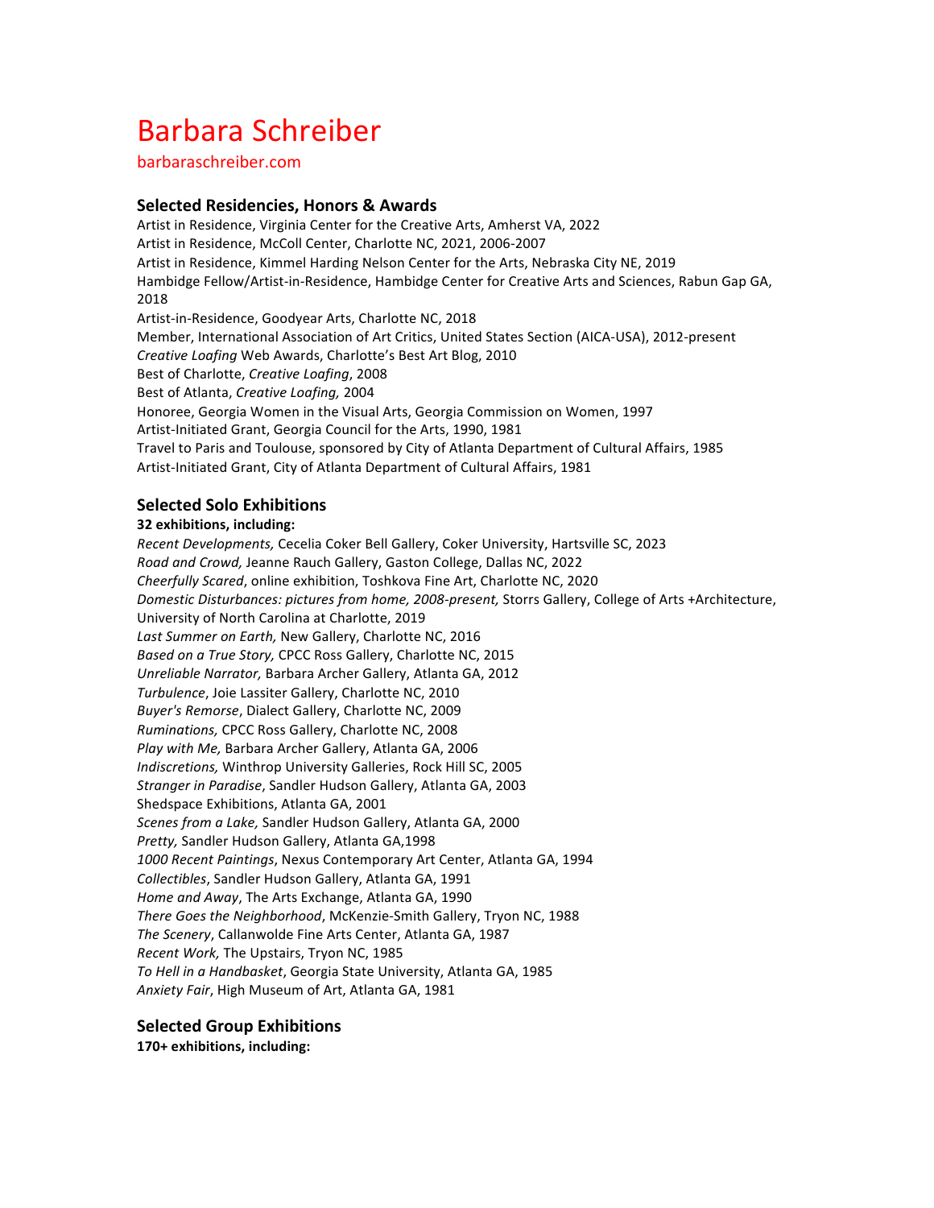# Barbara Schreiber

barbaraschreiber.com

## Selected Residencies, Honors & Awards

Artist in Residence, Virginia Center for the Creative Arts, Amherst VA, 2022
Artist in Residence, McColl Center, Charlotte NC, 2021, 2006-2007
Artist in Residence, Kimmel Harding Nelson Center for the Arts, Nebraska City NE, 2019
Hambidge Fellow/Artist-in-Residence, Hambidge Center for Creative Arts and Sciences, Rabun Gap GA, 2018
Artist-in-Residence, Goodyear Arts, Charlotte NC, 2018
Member, International Association of Art Critics, United States Section (AICA-USA), 2012-present
*Creative Loafing* Web Awards, Charlotte's Best Art Blog, 2010
Best of Charlotte, *Creative Loafing*, 2008
Best of Atlanta, *Creative Loafing,* 2004
Honoree, Georgia Women in the Visual Arts, Georgia Commission on Women, 1997
Artist-Initiated Grant, Georgia Council for the Arts, 1990, 1981
Travel to Paris and Toulouse, sponsored by City of Atlanta Department of Cultural Affairs, 1985
Artist-Initiated Grant, City of Atlanta Department of Cultural Affairs, 1981

## Selected Solo Exhibitions

**32 exhibitions, including:**

*Recent Developments,* Cecelia Coker Bell Gallery, Coker University, Hartsville SC, 2023
*Road and Crowd,* Jeanne Rauch Gallery, Gaston College, Dallas NC, 2022
*Cheerfully Scared*, online exhibition, Toshkova Fine Art, Charlotte NC, 2020
*Domestic Disturbances: pictures from home, 2008-present,* Storrs Gallery, College of Arts +Architecture, University of North Carolina at Charlotte, 2019
*Last Summer on Earth,* New Gallery, Charlotte NC, 2016
*Based on a True Story,* CPCC Ross Gallery, Charlotte NC, 2015
*Unreliable Narrator,* Barbara Archer Gallery, Atlanta GA, 2012
*Turbulence*, Joie Lassiter Gallery, Charlotte NC, 2010
*Buyer's Remorse*, Dialect Gallery, Charlotte NC, 2009
*Ruminations,* CPCC Ross Gallery, Charlotte NC, 2008
*Play with Me,* Barbara Archer Gallery, Atlanta GA, 2006
*Indiscretions,* Winthrop University Galleries, Rock Hill SC, 2005
*Stranger in Paradise*, Sandler Hudson Gallery, Atlanta GA, 2003
Shedspace Exhibitions, Atlanta GA, 2001
*Scenes from a Lake,* Sandler Hudson Gallery, Atlanta GA, 2000
*Pretty,* Sandler Hudson Gallery, Atlanta GA,1998
*1000 Recent Paintings*, Nexus Contemporary Art Center, Atlanta GA, 1994
*Collectibles*, Sandler Hudson Gallery, Atlanta GA, 1991
*Home and Away*, The Arts Exchange, Atlanta GA, 1990
*There Goes the Neighborhood*, McKenzie-Smith Gallery, Tryon NC, 1988
*The Scenery*, Callanwolde Fine Arts Center, Atlanta GA, 1987
*Recent Work,* The Upstairs, Tryon NC, 1985
*To Hell in a Handbasket*, Georgia State University, Atlanta GA, 1985
*Anxiety Fair*, High Museum of Art, Atlanta GA, 1981

## Selected Group Exhibitions

**170+ exhibitions, including:**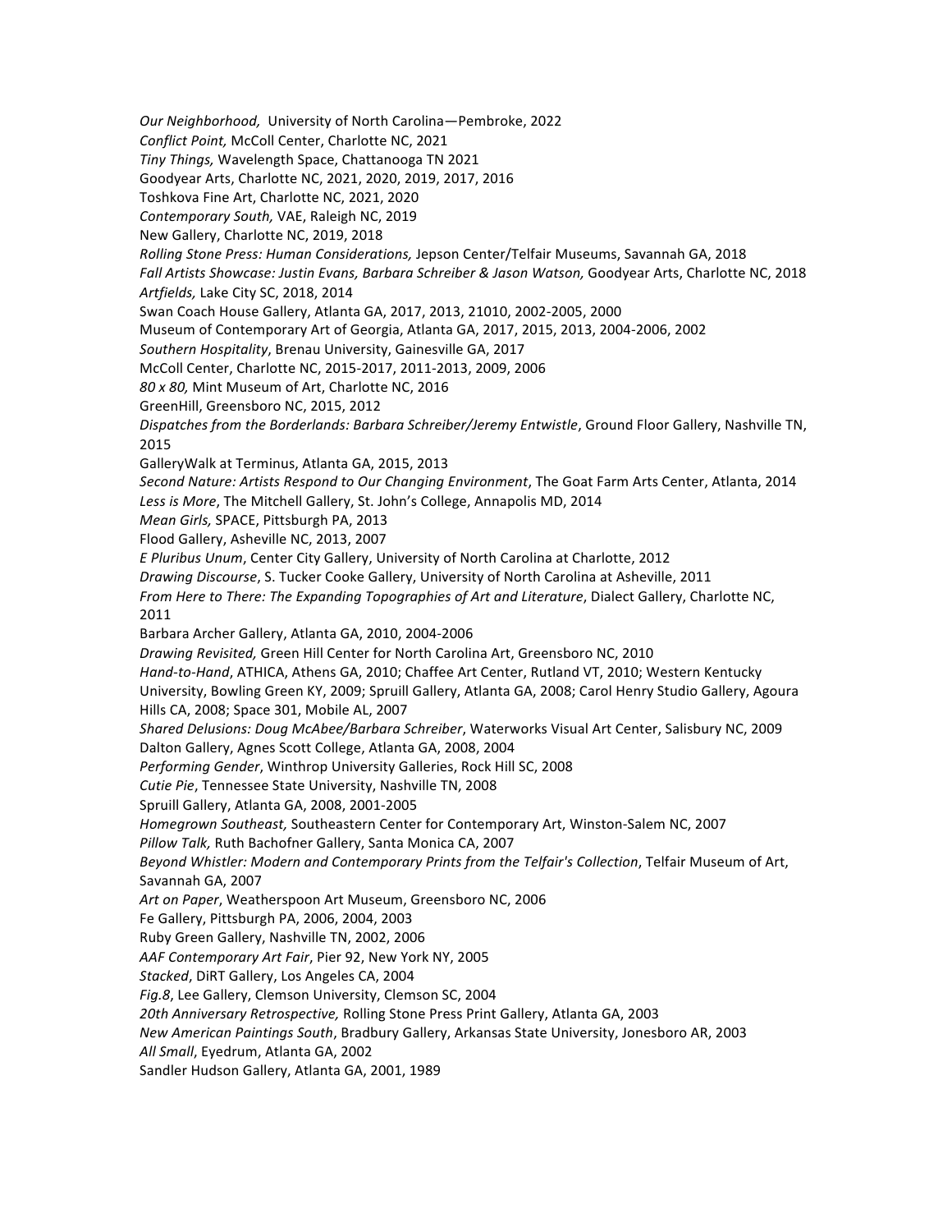*Our Neighborhood,* University of North Carolina—Pembroke, 2022
*Conflict Point,* McColl Center, Charlotte NC, 2021
*Tiny Things,* Wavelength Space, Chattanooga TN 2021
Goodyear Arts, Charlotte NC, 2021, 2020, 2019, 2017, 2016
Toshkova Fine Art, Charlotte NC, 2021, 2020
*Contemporary South,* VAE, Raleigh NC, 2019
New Gallery, Charlotte NC, 2019, 2018
*Rolling Stone Press: Human Considerations,* Jepson Center/Telfair Museums, Savannah GA, 2018
*Fall Artists Showcase: Justin Evans, Barbara Schreiber & Jason Watson,* Goodyear Arts, Charlotte NC, 2018
*Artfields,* Lake City SC, 2018, 2014
Swan Coach House Gallery, Atlanta GA, 2017, 2013, 21010, 2002-2005, 2000
Museum of Contemporary Art of Georgia, Atlanta GA, 2017, 2015, 2013, 2004-2006, 2002
*Southern Hospitality*, Brenau University, Gainesville GA, 2017
McColl Center, Charlotte NC, 2015-2017, 2011-2013, 2009, 2006
*80 x 80,* Mint Museum of Art, Charlotte NC, 2016
GreenHill, Greensboro NC, 2015, 2012
*Dispatches from the Borderlands: Barbara Schreiber/Jeremy Entwistle*, Ground Floor Gallery, Nashville TN, 2015
GalleryWalk at Terminus, Atlanta GA, 2015, 2013
*Second Nature: Artists Respond to Our Changing Environment*, The Goat Farm Arts Center, Atlanta, 2014
*Less is More*, The Mitchell Gallery, St. John's College, Annapolis MD, 2014
*Mean Girls,* SPACE, Pittsburgh PA, 2013
Flood Gallery, Asheville NC, 2013, 2007
*E Pluribus Unum*, Center City Gallery, University of North Carolina at Charlotte, 2012
*Drawing Discourse*, S. Tucker Cooke Gallery, University of North Carolina at Asheville, 2011
*From Here to There: The Expanding Topographies of Art and Literature*, Dialect Gallery, Charlotte NC, 2011
Barbara Archer Gallery, Atlanta GA, 2010, 2004-2006
*Drawing Revisited,* Green Hill Center for North Carolina Art, Greensboro NC, 2010
*Hand-to-Hand*, ATHICA, Athens GA, 2010; Chaffee Art Center, Rutland VT, 2010; Western Kentucky University, Bowling Green KY, 2009; Spruill Gallery, Atlanta GA, 2008; Carol Henry Studio Gallery, Agoura Hills CA, 2008; Space 301, Mobile AL, 2007
*Shared Delusions: Doug McAbee/Barbara Schreiber*, Waterworks Visual Art Center, Salisbury NC, 2009
Dalton Gallery, Agnes Scott College, Atlanta GA, 2008, 2004
*Performing Gender*, Winthrop University Galleries, Rock Hill SC, 2008
*Cutie Pie*, Tennessee State University, Nashville TN, 2008
Spruill Gallery, Atlanta GA, 2008, 2001-2005
*Homegrown Southeast,* Southeastern Center for Contemporary Art, Winston-Salem NC, 2007
*Pillow Talk,* Ruth Bachofner Gallery, Santa Monica CA, 2007
*Beyond Whistler: Modern and Contemporary Prints from the Telfair's Collection*, Telfair Museum of Art, Savannah GA, 2007
*Art on Paper*, Weatherspoon Art Museum, Greensboro NC, 2006
Fe Gallery, Pittsburgh PA, 2006, 2004, 2003
Ruby Green Gallery, Nashville TN, 2002, 2006
*AAF Contemporary Art Fair*, Pier 92, New York NY, 2005
*Stacked*, DiRT Gallery, Los Angeles CA, 2004
*Fig.8*, Lee Gallery, Clemson University, Clemson SC, 2004
*20th Anniversary Retrospective,* Rolling Stone Press Print Gallery, Atlanta GA, 2003
*New American Paintings South*, Bradbury Gallery, Arkansas State University, Jonesboro AR, 2003
*All Small*, Eyedrum, Atlanta GA, 2002
Sandler Hudson Gallery, Atlanta GA, 2001, 1989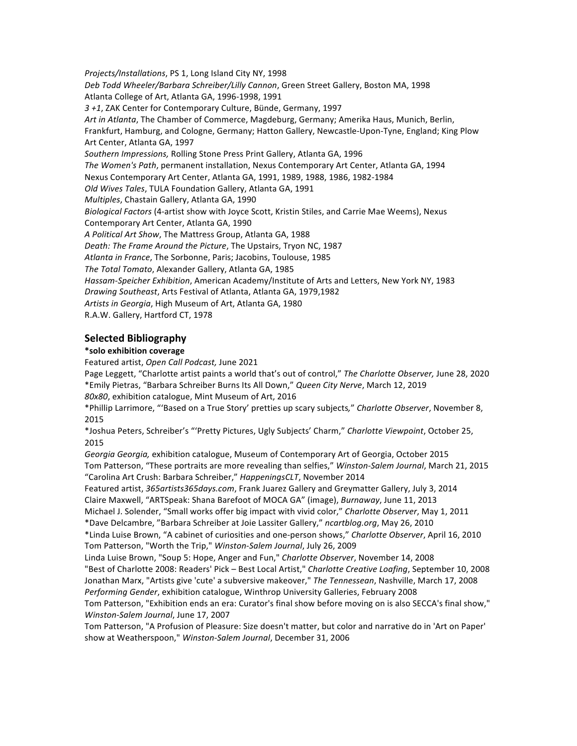*Projects/Installations*, PS 1, Long Island City NY, 1998
*Deb Todd Wheeler/Barbara Schreiber/Lilly Cannon*, Green Street Gallery, Boston MA, 1998
Atlanta College of Art, Atlanta GA, 1996-1998, 1991
*3 +1*, ZAK Center for Contemporary Culture, Bünde, Germany, 1997
*Art in Atlanta*, The Chamber of Commerce, Magdeburg, Germany; Amerika Haus, Munich, Berlin, Frankfurt, Hamburg, and Cologne, Germany; Hatton Gallery, Newcastle-Upon-Tyne, England; King Plow Art Center, Atlanta GA, 1997
*Southern Impressions,* Rolling Stone Press Print Gallery, Atlanta GA, 1996
*The Women's Path*, permanent installation, Nexus Contemporary Art Center, Atlanta GA, 1994
Nexus Contemporary Art Center, Atlanta GA, 1991, 1989, 1988, 1986, 1982-1984
*Old Wives Tales*, TULA Foundation Gallery, Atlanta GA, 1991
*Multiples*, Chastain Gallery, Atlanta GA, 1990
*Biological Factors* (4-artist show with Joyce Scott, Kristin Stiles, and Carrie Mae Weems), Nexus Contemporary Art Center, Atlanta GA, 1990
*A Political Art Show*, The Mattress Group, Atlanta GA, 1988
*Death: The Frame Around the Picture*, The Upstairs, Tryon NC, 1987
*Atlanta in France*, The Sorbonne, Paris; Jacobins, Toulouse, 1985
*The Total Tomato*, Alexander Gallery, Atlanta GA, 1985
*Hassam-Speicher Exhibition*, American Academy/Institute of Arts and Letters, New York NY, 1983
*Drawing Southeast*, Arts Festival of Atlanta, Atlanta GA, 1979,1982
*Artists in Georgia*, High Museum of Art, Atlanta GA, 1980
R.A.W. Gallery, Hartford CT, 1978

## Selected Bibliography

**\*solo exhibition coverage**

Featured artist, *Open Call Podcast,* June 2021
Page Leggett, "Charlotte artist paints a world that's out of control," *The Charlotte Observer,* June 28, 2020
*Emily Pietras, "Barbara Schreiber Burns Its All Down," *Queen City Nerve*, March 12, 2019
*80x80*, exhibition catalogue, Mint Museum of Art, 2016
*Phillip Larrimore, "'Based on a True Story' pretties up scary subjects*," Charlotte Observer*, November 8, 2015
*Joshua Peters, Schreiber's "'Pretty Pictures, Ugly Subjects' Charm," *Charlotte Viewpoint*, October 25, 2015
*Georgia Georgia,* exhibition catalogue, Museum of Contemporary Art of Georgia, October 2015
Tom Patterson, "These portraits are more revealing than selfies," *Winston-Salem Journal*, March 21, 2015
"Carolina Art Crush: Barbara Schreiber," *HappeningsCLT*, November 2014
Featured artist, *365artists365days.com*, Frank Juarez Gallery and Greymatter Gallery, July 3, 2014
Claire Maxwell, "ARTSpeak: Shana Barefoot of MOCA GA" (image), *Burnaway*, June 11, 2013
Michael J. Solender, "Small works offer big impact with vivid color," *Charlotte Observer*, May 1, 2011
*Dave Delcambre, "Barbara Schreiber at Joie Lassiter Gallery," *ncartblog.org*, May 26, 2010
*Linda Luise Brown, "A cabinet of curiosities and one-person shows," *Charlotte Observer*, April 16, 2010
Tom Patterson, "Worth the Trip," *Winston-Salem Journal*, July 26, 2009
Linda Luise Brown, "Soup 5: Hope, Anger and Fun," *Charlotte Observer*, November 14, 2008
"Best of Charlotte 2008: Readers' Pick – Best Local Artist," *Charlotte Creative Loafing*, September 10, 2008
Jonathan Marx, "Artists give 'cute' a subversive makeover," *The Tennessean*, Nashville, March 17, 2008
*Performing Gender*, exhibition catalogue, Winthrop University Galleries, February 2008
Tom Patterson, "Exhibition ends an era: Curator's final show before moving on is also SECCA's final show," *Winston-Salem Journal*, June 17, 2007
Tom Patterson, "A Profusion of Pleasure: Size doesn't matter, but color and narrative do in 'Art on Paper' show at Weatherspoon," *Winston-Salem Journal*, December 31, 2006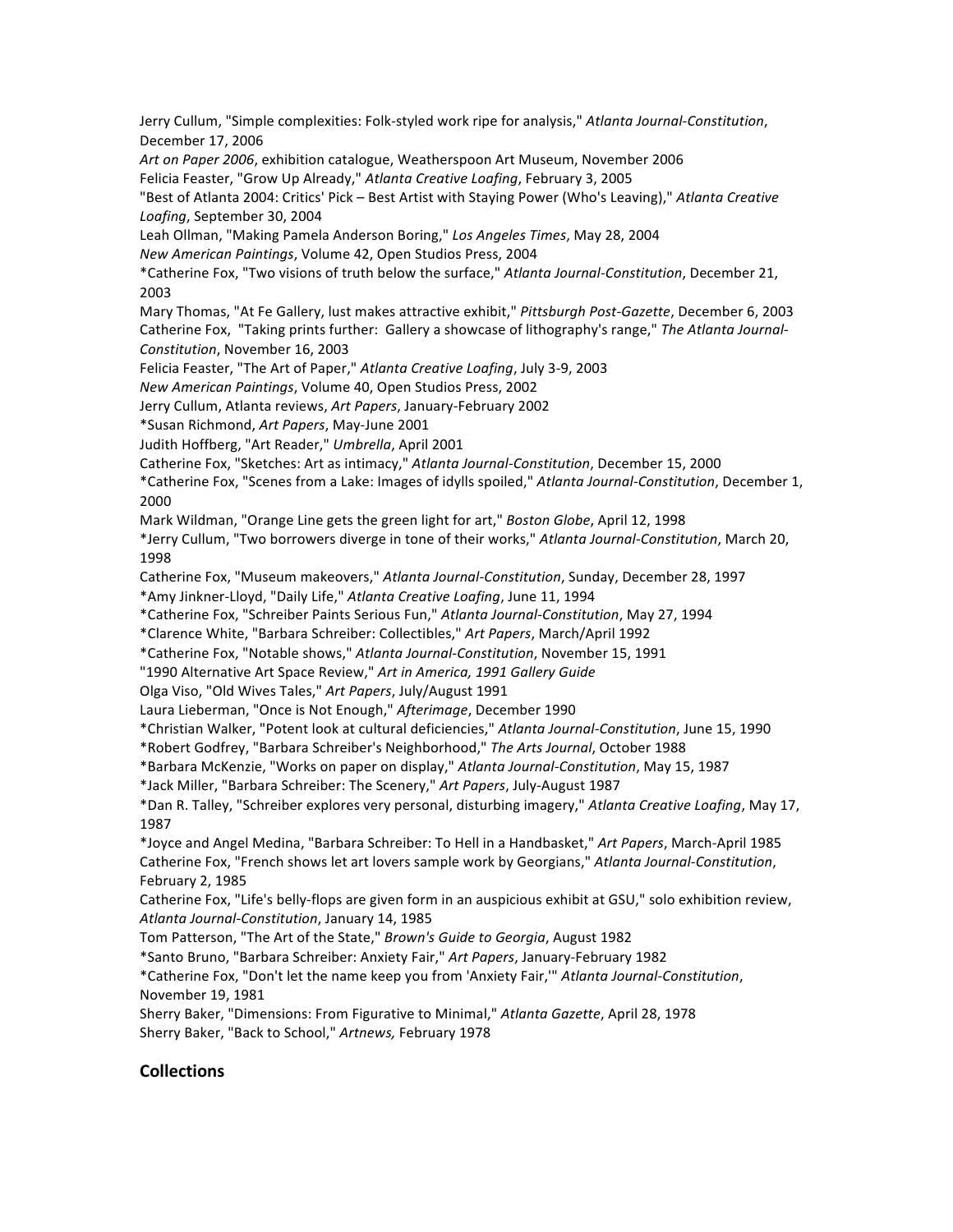Jerry Cullum, "Simple complexities: Folk-styled work ripe for analysis," *Atlanta Journal-Constitution*, December 17, 2006

*Art on Paper 2006*, exhibition catalogue, Weatherspoon Art Museum, November 2006

Felicia Feaster, "Grow Up Already," *Atlanta Creative Loafing*, February 3, 2005

"Best of Atlanta 2004: Critics' Pick – Best Artist with Staying Power (Who's Leaving)," *Atlanta Creative Loafing*, September 30, 2004

Leah Ollman, "Making Pamela Anderson Boring," *Los Angeles Times*, May 28, 2004

*New American Paintings*, Volume 42, Open Studios Press, 2004

*Catherine Fox, "Two visions of truth below the surface," *Atlanta Journal-Constitution*, December 21, 2003

Mary Thomas, "At Fe Gallery, lust makes attractive exhibit," *Pittsburgh Post-Gazette*, December 6, 2003

Catherine Fox, "Taking prints further: Gallery a showcase of lithography's range," *The Atlanta Journal-Constitution*, November 16, 2003

Felicia Feaster, "The Art of Paper," *Atlanta Creative Loafing*, July 3-9, 2003

*New American Paintings*, Volume 40, Open Studios Press, 2002

Jerry Cullum, Atlanta reviews, *Art Papers*, January-February 2002

*Susan Richmond, *Art Papers*, May-June 2001

Judith Hoffberg, "Art Reader," *Umbrella*, April 2001

Catherine Fox, "Sketches: Art as intimacy," *Atlanta Journal-Constitution*, December 15, 2000

*Catherine Fox, "Scenes from a Lake: Images of idylls spoiled," *Atlanta Journal-Constitution*, December 1, 2000

Mark Wildman, "Orange Line gets the green light for art," *Boston Globe*, April 12, 1998

*Jerry Cullum, "Two borrowers diverge in tone of their works," *Atlanta Journal-Constitution*, March 20, 1998

Catherine Fox, "Museum makeovers," *Atlanta Journal-Constitution*, Sunday, December 28, 1997

*Amy Jinkner-Lloyd, "Daily Life," *Atlanta Creative Loafing*, June 11, 1994

*Catherine Fox, "Schreiber Paints Serious Fun," *Atlanta Journal-Constitution*, May 27, 1994

*Clarence White, "Barbara Schreiber: Collectibles," *Art Papers*, March/April 1992

*Catherine Fox, "Notable shows," *Atlanta Journal-Constitution*, November 15, 1991

"1990 Alternative Art Space Review," *Art in America, 1991 Gallery Guide*

Olga Viso, "Old Wives Tales," *Art Papers*, July/August 1991

Laura Lieberman, "Once is Not Enough," *Afterimage*, December 1990

*Christian Walker, "Potent look at cultural deficiencies," *Atlanta Journal-Constitution*, June 15, 1990

*Robert Godfrey, "Barbara Schreiber's Neighborhood," *The Arts Journal*, October 1988

*Barbara McKenzie, "Works on paper on display," *Atlanta Journal-Constitution*, May 15, 1987

*Jack Miller, "Barbara Schreiber: The Scenery," *Art Papers*, July-August 1987

*Dan R. Talley, "Schreiber explores very personal, disturbing imagery," *Atlanta Creative Loafing*, May 17, 1987

*Joyce and Angel Medina, "Barbara Schreiber: To Hell in a Handbasket," *Art Papers*, March-April 1985

Catherine Fox, "French shows let art lovers sample work by Georgians," *Atlanta Journal-Constitution*, February 2, 1985

Catherine Fox, "Life's belly-flops are given form in an auspicious exhibit at GSU," solo exhibition review, *Atlanta Journal-Constitution*, January 14, 1985

Tom Patterson, "The Art of the State," *Brown's Guide to Georgia*, August 1982

*Santo Bruno, "Barbara Schreiber: Anxiety Fair," *Art Papers*, January-February 1982

*Catherine Fox, "Don't let the name keep you from 'Anxiety Fair,'" *Atlanta Journal-Constitution*, November 19, 1981

Sherry Baker, "Dimensions: From Figurative to Minimal," *Atlanta Gazette*, April 28, 1978

Sherry Baker, "Back to School," *Artnews,* February 1978

## Collections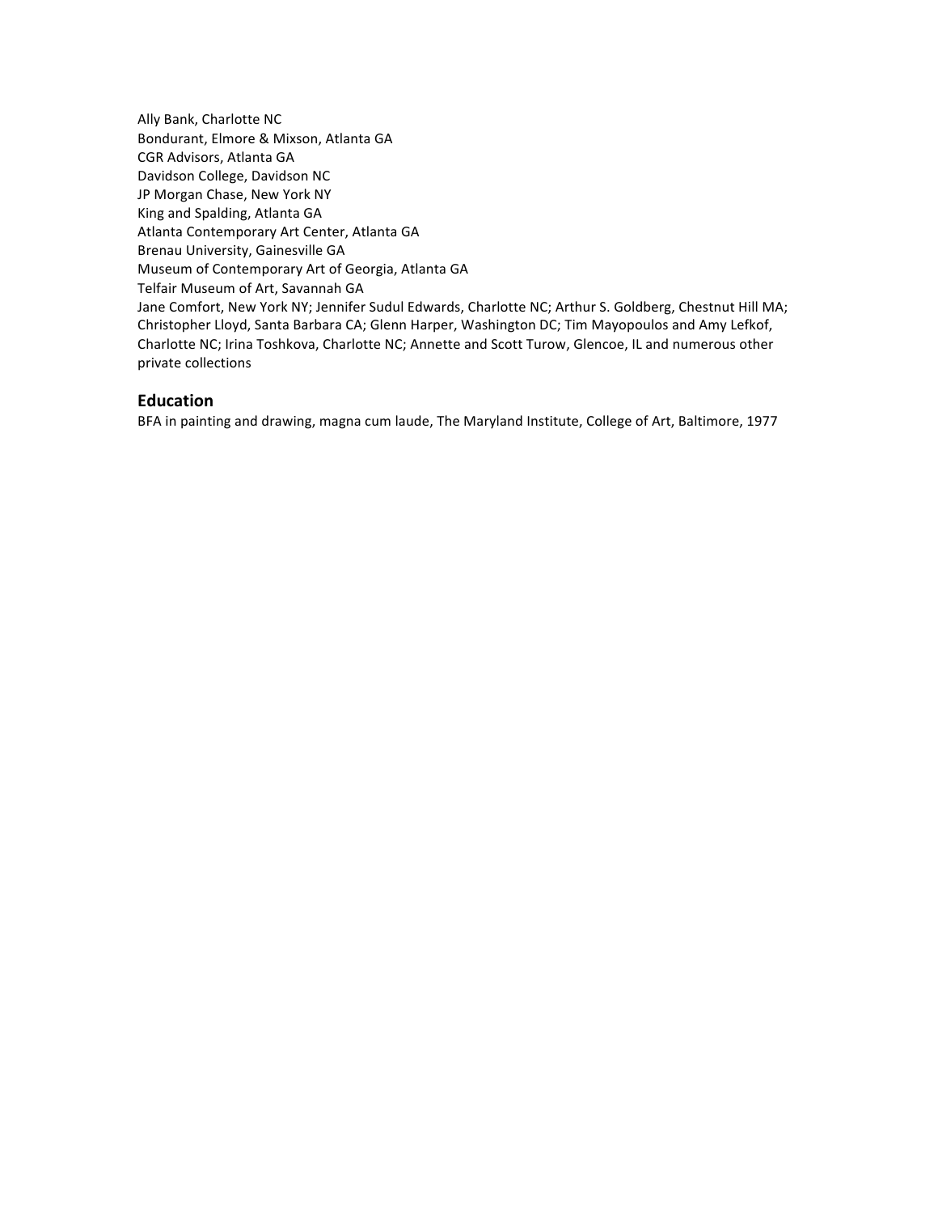Ally Bank, Charlotte NC
Bondurant, Elmore & Mixson, Atlanta GA
CGR Advisors, Atlanta GA
Davidson College, Davidson NC
JP Morgan Chase, New York NY
King and Spalding, Atlanta GA
Atlanta Contemporary Art Center, Atlanta GA
Brenau University, Gainesville GA
Museum of Contemporary Art of Georgia, Atlanta GA
Telfair Museum of Art, Savannah GA
Jane Comfort, New York NY; Jennifer Sudul Edwards, Charlotte NC; Arthur S. Goldberg, Chestnut Hill MA; Christopher Lloyd, Santa Barbara CA; Glenn Harper, Washington DC; Tim Mayopoulos and Amy Lefkof, Charlotte NC; Irina Toshkova, Charlotte NC; Annette and Scott Turow, Glencoe, IL and numerous other private collections

## Education

BFA in painting and drawing, magna cum laude, The Maryland Institute, College of Art, Baltimore, 1977